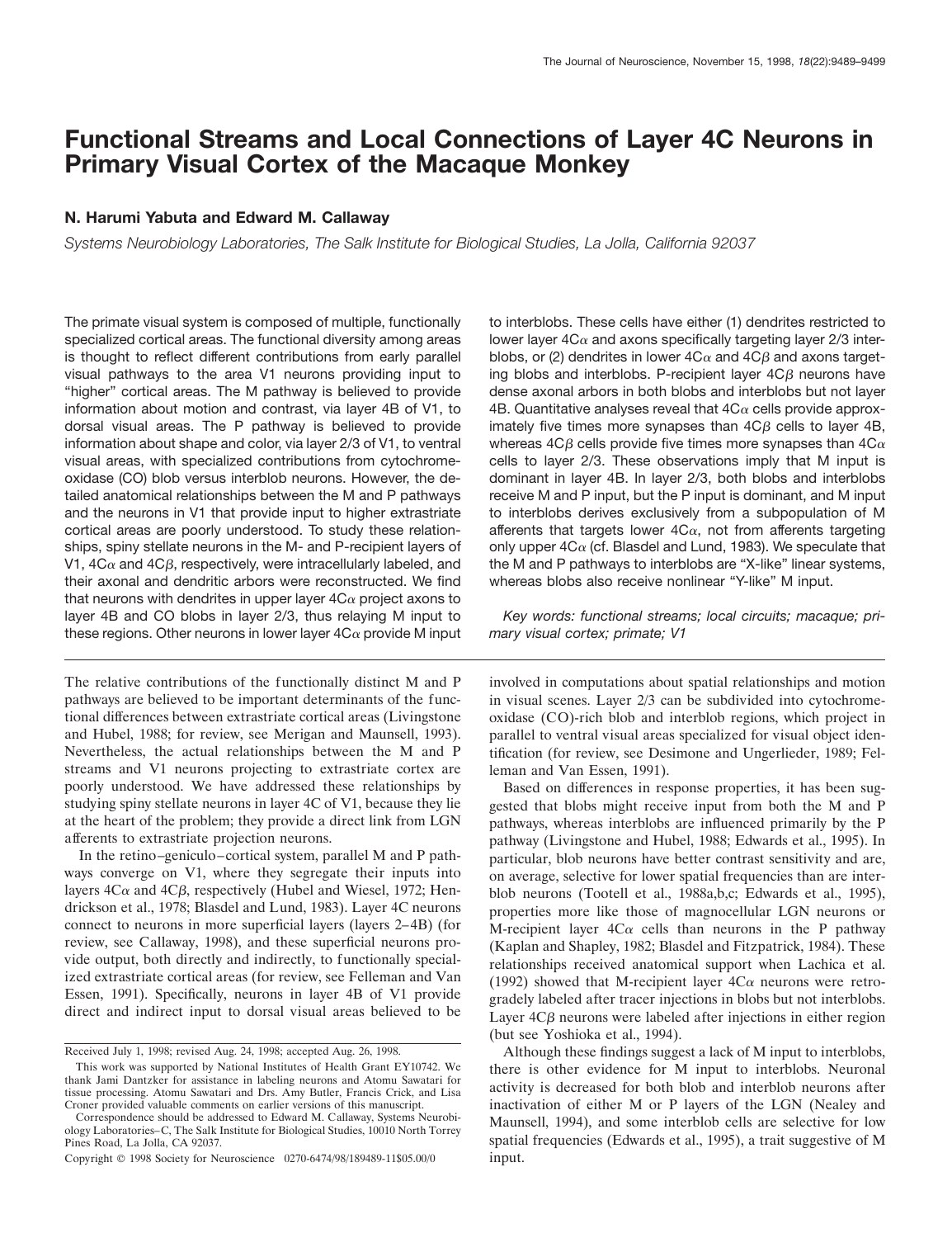# Functional Streams and Local Connections of Layer 4C Neurons in Primary Visual Cortex of the Macaque Monkey

**N. Harumi Yabuta and Edward M. Callaway**

*Systems Neurobiology Laboratories, The Salk Institute for Biological Studies, La Jolla, California 92037*

The primate visual system is composed of multiple, functionally specialized cortical areas. The functional diversity among areas is thought to reflect different contributions from early parallel visual pathways to the area V1 neurons providing input to "higher" cortical areas. The M pathway is believed to provide information about motion and contrast, via layer 4B of V1, to dorsal visual areas. The P pathway is believed to provide information about shape and color, via layer 2/3 of V1, to ventral visual areas, with specialized contributions from cytochrome-oxidase (CO) blob versus interblob neurons. However, the detailed anatomical relationships between the M and P pathways and the neurons in V1 that provide input to higher extrastriate cortical areas are poorly understood. To study these relationships, spiny stellate neurons in the M- and P-recipient layers of V1, 4Cα and 4Cβ, respectively, were intracellularly labeled, and their axonal and dendritic arbors were reconstructed. We find that neurons with dendrites in upper layer 4Cα project axons to layer 4B and CO blobs in layer 2/3, thus relaying M input to these regions. Other neurons in lower layer 4Cα provide M input to interblobs. These cells have either (1) dendrites restricted to lower layer 4Cα and axons specifically targeting layer 2/3 interblobs, or (2) dendrites in lower 4Cα and 4Cβ and axons targeting blobs and interblobs. P-recipient layer 4Cβ neurons have dense axonal arbors in both blobs and interblobs but not layer 4B. Quantitative analyses reveal that 4Cα cells provide approximately five times more synapses than 4Cβ cells to layer 4B, whereas 4Cβ cells provide five times more synapses than 4Cα cells to layer 2/3. These observations imply that M input is dominant in layer 4B. In layer 2/3, both blobs and interblobs receive M and P input, but the P input is dominant, and M input to interblobs derives exclusively from a subpopulation of M afferents that targets lower 4Cα, not from afferents targeting only upper 4Cα (cf. Blasdel and Lund, 1983). We speculate that the M and P pathways to interblobs are "X-like" linear systems, whereas blobs also receive nonlinear "Y-like" M input.

*Key words: functional streams; local circuits; macaque; primary visual cortex; primate; V1*

The relative contributions of the functionally distinct M and P pathways are believed to be important determinants of the functional differences between extrastriate cortical areas (Livingstone and Hubel, 1988; for review, see Merigan and Maunsell, 1993). Nevertheless, the actual relationships between the M and P streams and V1 neurons projecting to extrastriate cortex are poorly understood. We have addressed these relationships by studying spiny stellate neurons in layer 4C of V1, because they lie at the heart of the problem; they provide a direct link from LGN afferents to extrastriate projection neurons.

In the retino–geniculo–cortical system, parallel M and P pathways converge on V1, where they segregate their inputs into layers 4Cα and 4Cβ, respectively (Hubel and Wiesel, 1972; Hendrickson et al., 1978; Blasdel and Lund, 1983). Layer 4C neurons connect to neurons in more superficial layers (layers 2–4B) (for review, see Callaway, 1998), and these superficial neurons provide output, both directly and indirectly, to functionally specialized extrastriate cortical areas (for review, see Felleman and Van Essen, 1991). Specifically, neurons in layer 4B of V1 provide direct and indirect input to dorsal visual areas believed to be involved in computations about spatial relationships and motion in visual scenes. Layer 2/3 can be subdivided into cytochrome-oxidase (CO)-rich blob and interblob regions, which project in parallel to ventral visual areas specialized for visual object identification (for review, see Desimone and Ungerlieder, 1989; Felleman and Van Essen, 1991).

Based on differences in response properties, it has been suggested that blobs might receive input from both the M and P pathways, whereas interblobs are influenced primarily by the P pathway (Livingstone and Hubel, 1988; Edwards et al., 1995). In particular, blob neurons have better contrast sensitivity and are, on average, selective for lower spatial frequencies than are interblob neurons (Tootell et al., 1988a,b,c; Edwards et al., 1995), properties more like those of magnocellular LGN neurons or M-recipient layer 4Cα cells than neurons in the P pathway (Kaplan and Shapley, 1982; Blasdel and Fitzpatrick, 1984). These relationships received anatomical support when Lachica et al. (1992) showed that M-recipient layer 4Cα neurons were retrogradely labeled after tracer injections in blobs but not interblobs. Layer 4Cβ neurons were labeled after injections in either region (but see Yoshioka et al., 1994).

Although these findings suggest a lack of M input to interblobs, there is other evidence for M input to interblobs. Neuronal activity is decreased for both blob and interblob neurons after inactivation of either M or P layers of the LGN (Nealey and Maunsell, 1994), and some interblob cells are selective for low spatial frequencies (Edwards et al., 1995), a trait suggestive of M input.

Received July 1, 1998; revised Aug. 24, 1998; accepted Aug. 26, 1998.

This work was supported by National Institutes of Health Grant EY10742. We thank Jami Dantzker for assistance in labeling neurons and Atomu Sawatari for tissue processing. Atomu Sawatari and Drs. Amy Butler, Francis Crick, and Lisa Croner provided valuable comments on earlier versions of this manuscript.

Correspondence should be addressed to Edward M. Callaway, Systems Neurobiology Laboratories–C, The Salk Institute for Biological Studies, 10010 North Torrey Pines Road, La Jolla, CA 92037.

Copyright © 1998 Society for Neuroscience 0270-6474/98/189489-11$05.00/0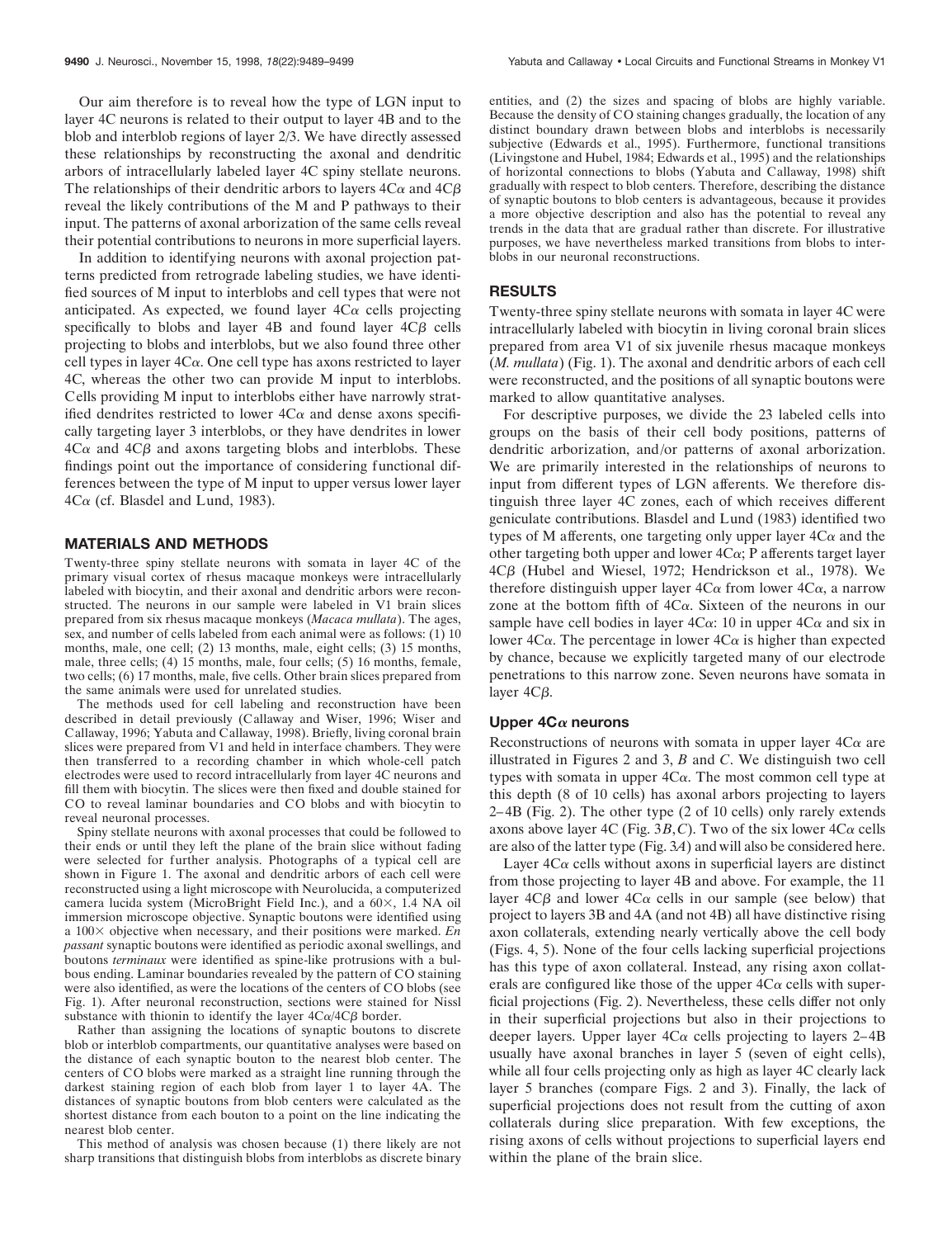Our aim therefore is to reveal how the type of LGN input to layer 4C neurons is related to their output to layer 4B and to the blob and interblob regions of layer 2/3. We have directly assessed these relationships by reconstructing the axonal and dendritic arbors of intracellularly labeled layer 4C spiny stellate neurons. The relationships of their dendritic arbors to layers 4Cα and 4Cβ reveal the likely contributions of the M and P pathways to their input. The patterns of axonal arborization of the same cells reveal their potential contributions to neurons in more superficial layers.

In addition to identifying neurons with axonal projection patterns predicted from retrograde labeling studies, we have identified sources of M input to interblobs and cell types that were not anticipated. As expected, we found layer 4Cα cells projecting specifically to blobs and layer 4B and found layer 4Cβ cells projecting to blobs and interblobs, but we also found three other cell types in layer 4Cα. One cell type has axons restricted to layer 4C, whereas the other two can provide M input to interblobs. Cells providing M input to interblobs either have narrowly stratified dendrites restricted to lower 4Cα and dense axons specifically targeting layer 3 interblobs, or they have dendrites in lower 4Cα and 4Cβ and axons targeting blobs and interblobs. These findings point out the importance of considering functional differences between the type of M input to upper versus lower layer 4Cα (cf. Blasdel and Lund, 1983).

## MATERIALS AND METHODS

Twenty-three spiny stellate neurons with somata in layer 4C of the primary visual cortex of rhesus macaque monkeys were intracellularly labeled with biocytin, and their axonal and dendritic arbors were reconstructed. The neurons in our sample were labeled in V1 brain slices prepared from six rhesus macaque monkeys (*Macaca mullata*). The ages, sex, and number of cells labeled from each animal were as follows: (1) 10 months, male, one cell; (2) 13 months, male, eight cells; (3) 15 months, male, three cells; (4) 15 months, male, four cells; (5) 16 months, female, two cells; (6) 17 months, male, five cells. Other brain slices prepared from the same animals were used for unrelated studies.

The methods used for cell labeling and reconstruction have been described in detail previously (Callaway and Wiser, 1996; Wiser and Callaway, 1996; Yabuta and Callaway, 1998). Briefly, living coronal brain slices were prepared from V1 and held in interface chambers. They were then transferred to a recording chamber in which whole-cell patch electrodes were used to record intracellularly from layer 4C neurons and fill them with biocytin. The slices were then fixed and double stained for CO to reveal laminar boundaries and CO blobs and with biocytin to reveal neuronal processes.

Spiny stellate neurons with axonal processes that could be followed to their ends or until they left the plane of the brain slice without fading were selected for further analysis. Photographs of a typical cell are shown in Figure 1. The axonal and dendritic arbors of each cell were reconstructed using a light microscope with Neurolucida, a computerized camera lucida system (MicroBright Field Inc.), and a 60×, 1.4 NA oil immersion microscope objective. Synaptic boutons were identified using a 100× objective when necessary, and their positions were marked. *En passant* synaptic boutons were identified as periodic axonal swellings, and boutons *terminaux* were identified as spine-like protrusions with a bulbous ending. Laminar boundaries revealed by the pattern of CO staining were also identified, as were the locations of the centers of CO blobs (see Fig. 1). After neuronal reconstruction, sections were stained for Nissl substance with thionin to identify the layer 4Cα/4Cβ border.

Rather than assigning the locations of synaptic boutons to discrete blob or interblob compartments, our quantitative analyses were based on the distance of each synaptic bouton to the nearest blob center. The centers of CO blobs were marked as a straight line running through the darkest staining region of each blob from layer 1 to layer 4A. The distances of synaptic boutons from blob centers were calculated as the shortest distance from each bouton to a point on the line indicating the nearest blob center.

This method of analysis was chosen because (1) there likely are not sharp transitions that distinguish blobs from interblobs as discrete binary entities, and (2) the sizes and spacing of blobs are highly variable. Because the density of CO staining changes gradually, the location of any distinct boundary drawn between blobs and interblobs is necessarily subjective (Edwards et al., 1995). Furthermore, functional transitions (Livingstone and Hubel, 1984; Edwards et al., 1995) and the relationships of horizontal connections to blobs (Yabuta and Callaway, 1998) shift gradually with respect to blob centers. Therefore, describing the distance of synaptic boutons to blob centers is advantageous, because it provides a more objective description and also has the potential to reveal any trends in the data that are gradual rather than discrete. For illustrative purposes, we have nevertheless marked transitions from blobs to interblobs in our neuronal reconstructions.

## RESULTS

Twenty-three spiny stellate neurons with somata in layer 4C were intracellularly labeled with biocytin in living coronal brain slices prepared from area V1 of six juvenile rhesus macaque monkeys (*M. mullata*) (Fig. 1). The axonal and dendritic arbors of each cell were reconstructed, and the positions of all synaptic boutons were marked to allow quantitative analyses.

For descriptive purposes, we divide the 23 labeled cells into groups on the basis of their cell body positions, patterns of dendritic arborization, and/or patterns of axonal arborization. We are primarily interested in the relationships of neurons to input from different types of LGN afferents. We therefore distinguish three layer 4C zones, each of which receives different geniculate contributions. Blasdel and Lund (1983) identified two types of M afferents, one targeting only upper layer 4Cα and the other targeting both upper and lower 4Cα; P afferents target layer 4Cβ (Hubel and Wiesel, 1972; Hendrickson et al., 1978). We therefore distinguish upper layer 4Cα from lower 4Cα, a narrow zone at the bottom fifth of 4Cα. Sixteen of the neurons in our sample have cell bodies in layer 4Cα: 10 in upper 4Cα and six in lower 4Cα. The percentage in lower 4Cα is higher than expected by chance, because we explicitly targeted many of our electrode penetrations to this narrow zone. Seven neurons have somata in layer 4Cβ.

### Upper 4Cα neurons

Reconstructions of neurons with somata in upper layer 4Cα are illustrated in Figures 2 and 3, *B* and *C*. We distinguish two cell types with somata in upper 4Cα. The most common cell type at this depth (8 of 10 cells) has axonal arbors projecting to layers 2–4B (Fig. 2). The other type (2 of 10 cells) only rarely extends axons above layer 4C (Fig. 3*B*,*C*). Two of the six lower 4Cα cells are also of the latter type (Fig. 3*A*) and will also be considered here.

Layer 4Cα cells without axons in superficial layers are distinct from those projecting to layer 4B and above. For example, the 11 layer 4Cβ and lower 4Cα cells in our sample (see below) that project to layers 3B and 4A (and not 4B) all have distinctive rising axon collaterals, extending nearly vertically above the cell body (Figs. 4, 5). None of the four cells lacking superficial projections has this type of axon collateral. Instead, any rising axon collaterals are configured like those of the upper 4Cα cells with superficial projections (Fig. 2). Nevertheless, these cells differ not only in their superficial projections but also in their projections to deeper layers. Upper layer 4Cα cells projecting to layers 2–4B usually have axonal branches in layer 5 (seven of eight cells), while all four cells projecting only as high as layer 4C clearly lack layer 5 branches (compare Figs. 2 and 3). Finally, the lack of superficial projections does not result from the cutting of axon collaterals during slice preparation. With few exceptions, the rising axons of cells without projections to superficial layers end within the plane of the brain slice.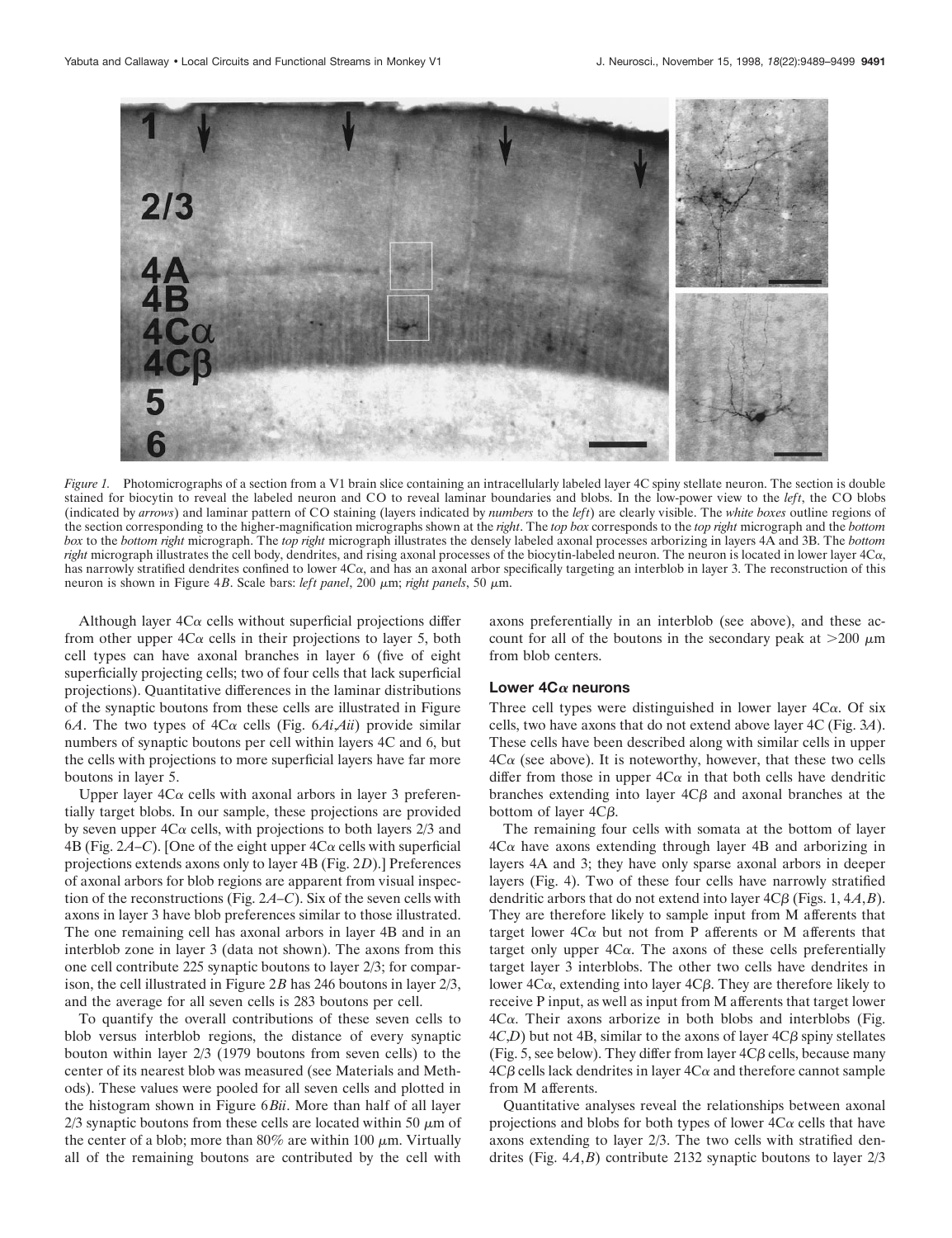Figure 1. Photomicrographs of a section from a V1 brain slice containing an intracellularly labeled layer 4C spiny stellate neuron. The section is double stained for biocytin to reveal the labeled neuron and CO to reveal laminar boundaries and blobs. In the low-power view to the *left*, the CO blobs (indicated by *arrows*) and laminar pattern of CO staining (layers indicated by *numbers* to the *left*) are clearly visible. The *white boxes* outline regions of the section corresponding to the higher-magnification micrographs shown at the *right*. The *top box* corresponds to the *top right* micrograph and the *bottom box* to the *bottom right* micrograph. The *top right* micrograph illustrates the densely labeled axonal processes arborizing in layers 4A and 3B. The *bottom right* micrograph illustrates the cell body, dendrites, and rising axonal processes of the biocytin-labeled neuron. The neuron is located in lower layer 4Cα, has narrowly stratified dendrites confined to lower 4Cα, and has an axonal arbor specifically targeting an interblob in layer 3. The reconstruction of this neuron is shown in Figure 4*B*. Scale bars: *left panel*, 200 μm; *right panels*, 50 μm.

Although layer 4Cα cells without superficial projections differ from other upper 4Cα cells in their projections to layer 5, both cell types can have axonal branches in layer 6 (five of eight superficially projecting cells; two of four cells that lack superficial projections). Quantitative differences in the laminar distributions of the synaptic boutons from these cells are illustrated in Figure 6*A*. The two types of 4Cα cells (Fig. 6*Ai,Aii*) provide similar numbers of synaptic boutons per cell within layers 4C and 6, but the cells with projections to more superficial layers have far more boutons in layer 5.

Upper layer 4Cα cells with axonal arbors in layer 3 preferentially target blobs. In our sample, these projections are provided by seven upper 4Cα cells, with projections to both layers 2/3 and 4B (Fig. 2*A–C*). [One of the eight upper 4Cα cells with superficial projections extends axons only to layer 4B (Fig. 2*D*).] Preferences of axonal arbors for blob regions are apparent from visual inspection of the reconstructions (Fig. 2*A–C*). Six of the seven cells with axons in layer 3 have blob preferences similar to those illustrated. The one remaining cell has axonal arbors in layer 4B and in an interblob zone in layer 3 (data not shown). The axons from this one cell contribute 225 synaptic boutons to layer 2/3; for comparison, the cell illustrated in Figure 2*B* has 246 boutons in layer 2/3, and the average for all seven cells is 283 boutons per cell.

To quantify the overall contributions of these seven cells to blob versus interblob regions, the distance of every synaptic bouton within layer 2/3 (1979 boutons from seven cells) to the center of its nearest blob was measured (see Materials and Methods). These values were pooled for all seven cells and plotted in the histogram shown in Figure 6*Bii*. More than half of all layer 2/3 synaptic boutons from these cells are located within 50 μm of the center of a blob; more than 80% are within 100 μm. Virtually all of the remaining boutons are contributed by the cell with axons preferentially in an interblob (see above), and these account for all of the boutons in the secondary peak at >200 μm from blob centers.

### Lower 4Cα neurons

Three cell types were distinguished in lower layer 4Cα. Of six cells, two have axons that do not extend above layer 4C (Fig. 3*A*). These cells have been described along with similar cells in upper 4Cα (see above). It is noteworthy, however, that these two cells differ from those in upper 4Cα in that both cells have dendritic branches extending into layer 4Cβ and axonal branches at the bottom of layer 4Cβ.

The remaining four cells with somata at the bottom of layer 4Cα have axons extending through layer 4B and arborizing in layers 4A and 3; they have only sparse axonal arbors in deeper layers (Fig. 4). Two of these four cells have narrowly stratified dendritic arbors that do not extend into layer 4Cβ (Figs. 1, 4*A,B*). They are therefore likely to sample input from M afferents that target lower 4Cα but not from P afferents or M afferents that target only upper 4Cα. The axons of these cells preferentially target layer 3 interblobs. The other two cells have dendrites in lower 4Cα, extending into layer 4Cβ. They are therefore likely to receive P input, as well as input from M afferents that target lower 4Cα. Their axons arborize in both blobs and interblobs (Fig. 4*C,D*) but not 4B, similar to the axons of layer 4Cβ spiny stellates (Fig. 5, see below). They differ from layer 4Cβ cells, because many 4Cβ cells lack dendrites in layer 4Cα and therefore cannot sample from M afferents.

Quantitative analyses reveal the relationships between axonal projections and blobs for both types of lower 4Cα cells that have axons extending to layer 2/3. The two cells with stratified dendrites (Fig. 4*A,B*) contribute 2132 synaptic boutons to layer 2/3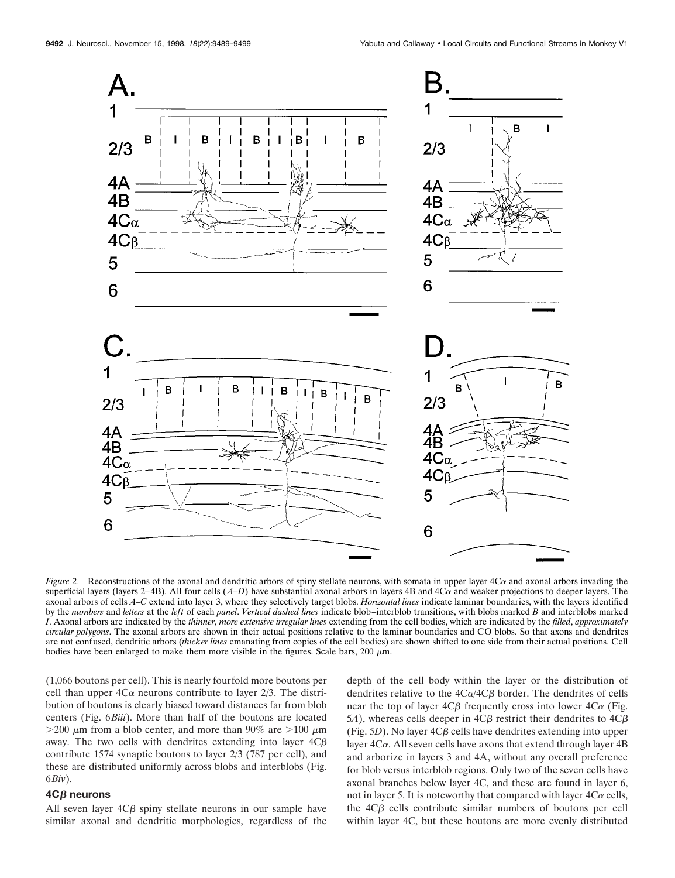A.

1

2/3

4A

4B

$4C\alpha$

$4C\beta$

5

6

B I B I B I B I B

B.

1

2/3

4A

4B

$4C\alpha$

$4C\beta$

5

6

I B I

C.

1

2/3

4A

4B

$4C\alpha$

$4C\beta$

5

6

I B I B I B I B I B

D.

1

2/3

4A

4B

$4C\alpha$

$4C\beta$

5

6

B I B

*Figure 2.* Reconstructions of the axonal and dendritic arbors of spiny stellate neurons, with somata in upper layer $4C\alpha$ and axonal arbors invading the superficial layers (layers 2–4B). All four cells (*A–D*) have substantial axonal arbors in layers 4B and $4C\alpha$ and weaker projections to deeper layers. The axonal arbors of cells *A–C* extend into layer 3, where they selectively target blobs. *Horizontal lines* indicate laminar boundaries, with the layers identified by the *numbers* and *letters* at the *left* of each *panel*. *Vertical dashed lines* indicate blob–interblob transitions, with blobs marked *B* and interblobs marked *I*. Axonal arbors are indicated by the *thinner*, *more extensive irregular lines* extending from the cell bodies, which are indicated by the *filled*, *approximately circular polygons*. The axonal arbors are shown in their actual positions relative to the laminar boundaries and CO blobs. So that axons and dendrites are not confused, dendritic arbors (*thicker lines* emanating from copies of the cell bodies) are shown shifted to one side from their actual positions. Cell bodies have been enlarged to make them more visible in the figures. Scale bars, 200 μm.

(1,066 boutons per cell). This is nearly fourfold more boutons per cell than upper $4C\alpha$ neurons contribute to layer 2/3. The distribution of boutons is clearly biased toward distances far from blob centers (Fig. 6*Biii*). More than half of the boutons are located >200 μm from a blob center, and more than 90% are >100 μm away. The two cells with dendrites extending into layer $4C\beta$ contribute 1574 synaptic boutons to layer 2/3 (787 per cell), and these are distributed uniformly across blobs and interblobs (Fig. 6*Biv*).

### $4C\beta$ neurons

All seven layer $4C\beta$ spiny stellate neurons in our sample have similar axonal and dendritic morphologies, regardless of the depth of the cell body within the layer or the distribution of dendrites relative to the $4C\alpha$/$4C\beta$ border. The dendrites of cells near the top of layer $4C\beta$ frequently cross into lower $4C\alpha$ (Fig. 5*A*), whereas cells deeper in $4C\beta$ restrict their dendrites to $4C\beta$ (Fig. 5*D*). No layer $4C\beta$ cells have dendrites extending into upper layer $4C\alpha$. All seven cells have axons that extend through layer 4B and arborize in layers 3 and 4A, without any overall preference for blob versus interblob regions. Only two of the seven cells have axonal branches below layer 4C, and these are found in layer 6, not in layer 5. It is noteworthy that compared with layer $4C\alpha$ cells, the $4C\beta$ cells contribute similar numbers of boutons per cell within layer 4C, but these boutons are more evenly distributed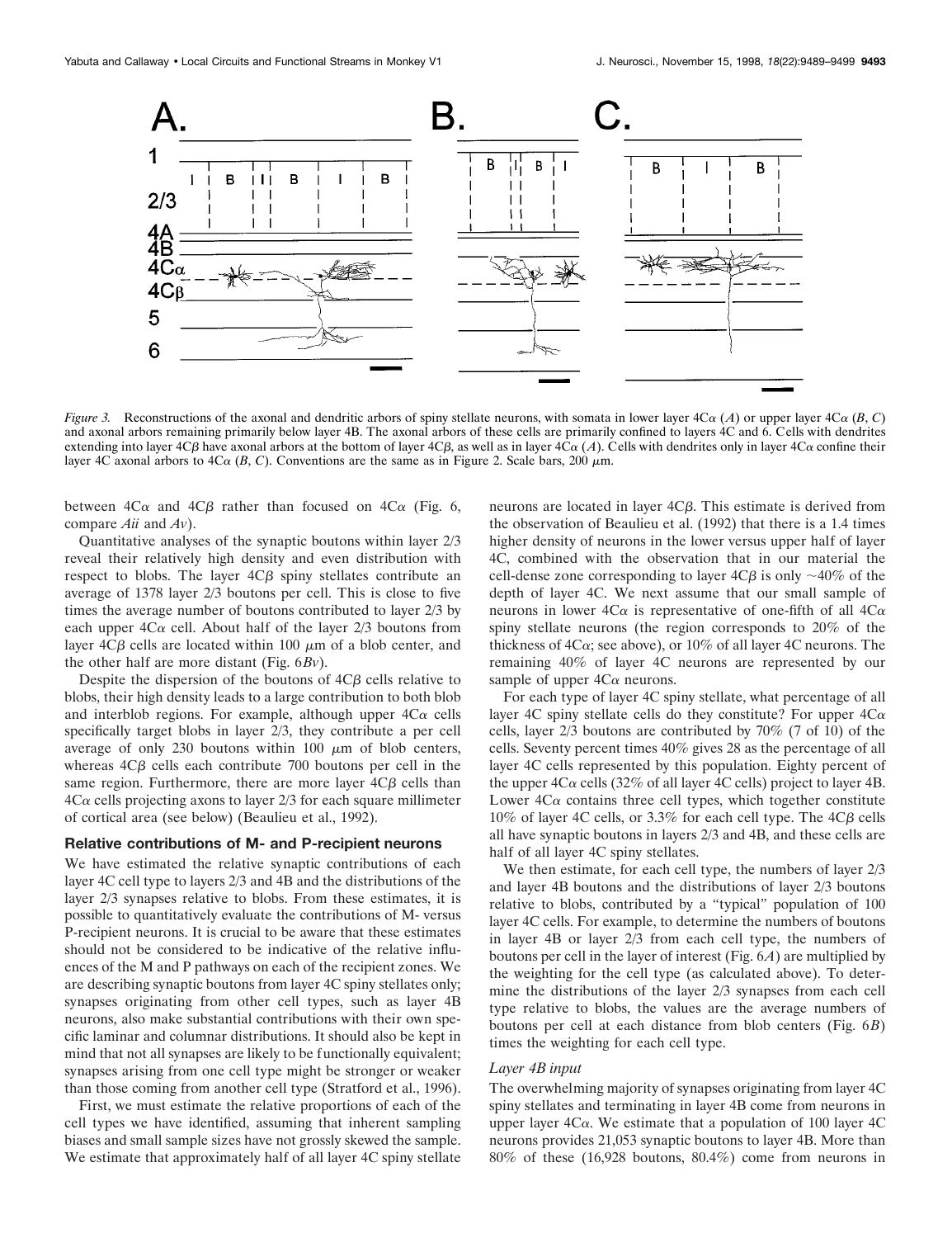A.

B.

C.

1

2/3

4A

4B

$4C\alpha$

$4C\beta$

5

6

I B I I B I I B

B I B I

B I B

*Figure 3.* Reconstructions of the axonal and dendritic arbors of spiny stellate neurons, with somata in lower layer $4C\alpha$ (*A*) or upper layer $4C\alpha$ (*B*, *C*) and axonal arbors remaining primarily below layer 4B. The axonal arbors of these cells are primarily confined to layers 4C and 6. Cells with dendrites extending into layer $4C\beta$ have axonal arbors at the bottom of layer $4C\beta$, as well as in layer $4C\alpha$ (*A*). Cells with dendrites only in layer $4C\alpha$ confine their layer 4C axonal arbors to $4C\alpha$ (*B*, *C*). Conventions are the same as in Figure 2. Scale bars, 200 μm.

between $4C\alpha$ and $4C\beta$ rather than focused on $4C\alpha$ (Fig. 6, compare *Aii* and *Av*).

Quantitative analyses of the synaptic boutons within layer 2/3 reveal their relatively high density and even distribution with respect to blobs. The layer $4C\beta$ spiny stellates contribute an average of 1378 layer 2/3 boutons per cell. This is close to five times the average number of boutons contributed to layer 2/3 by each upper $4C\alpha$ cell. About half of the layer 2/3 boutons from layer $4C\beta$ cells are located within 100 μm of a blob center, and the other half are more distant (Fig. 6*Bv*).

Despite the dispersion of the boutons of $4C\beta$ cells relative to blobs, their high density leads to a large contribution to both blob and interblob regions. For example, although upper $4C\alpha$ cells specifically target blobs in layer 2/3, they contribute a per cell average of only 230 boutons within 100 μm of blob centers, whereas $4C\beta$ cells each contribute 700 boutons per cell in the same region. Furthermore, there are more layer $4C\beta$ cells than $4C\alpha$ cells projecting axons to layer 2/3 for each square millimeter of cortical area (see below) (Beaulieu et al., 1992).

## Relative contributions of M- and P-recipient neurons

We have estimated the relative synaptic contributions of each layer 4C cell type to layers 2/3 and 4B and the distributions of the layer 2/3 synapses relative to blobs. From these estimates, it is possible to quantitatively evaluate the contributions of M- versus P-recipient neurons. It is crucial to be aware that these estimates should not be considered to be indicative of the relative influences of the M and P pathways on each of the recipient zones. We are describing synaptic boutons from layer 4C spiny stellates only; synapses originating from other cell types, such as layer 4B neurons, also make substantial contributions with their own specific laminar and columnar distributions. It should also be kept in mind that not all synapses are likely to be functionally equivalent; synapses arising from one cell type might be stronger or weaker than those coming from another cell type (Stratford et al., 1996).

First, we must estimate the relative proportions of each of the cell types we have identified, assuming that inherent sampling biases and small sample sizes have not grossly skewed the sample. We estimate that approximately half of all layer 4C spiny stellate neurons are located in layer $4C\beta$. This estimate is derived from the observation of Beaulieu et al. (1992) that there is a 1.4 times higher density of neurons in the lower versus upper half of layer 4C, combined with the observation that in our material the cell-dense zone corresponding to layer $4C\beta$ is only ~40% of the depth of layer 4C. We next assume that our small sample of neurons in lower $4C\alpha$ is representative of one-fifth of all $4C\alpha$ spiny stellate neurons (the region corresponds to 20% of the thickness of $4C\alpha$; see above), or 10% of all layer 4C neurons. The remaining 40% of layer 4C neurons are represented by our sample of upper $4C\alpha$ neurons.

For each type of layer 4C spiny stellate, what percentage of all layer 4C spiny stellate cells do they constitute? For upper $4C\alpha$ cells, layer 2/3 boutons are contributed by 70% (7 of 10) of the cells. Seventy percent times 40% gives 28 as the percentage of all layer 4C cells represented by this population. Eighty percent of the upper $4C\alpha$ cells (32% of all layer 4C cells) project to layer 4B. Lower $4C\alpha$ contains three cell types, which together constitute 10% of layer 4C cells, or 3.3% for each cell type. The $4C\beta$ cells all have synaptic boutons in layers 2/3 and 4B, and these cells are half of all layer 4C spiny stellates.

We then estimate, for each cell type, the numbers of layer 2/3 and layer 4B boutons and the distributions of layer 2/3 boutons relative to blobs, contributed by a "typical" population of 100 layer 4C cells. For example, to determine the numbers of boutons in layer 4B or layer 2/3 from each cell type, the numbers of boutons per cell in the layer of interest (Fig. 6*A*) are multiplied by the weighting for the cell type (as calculated above). To determine the distributions of the layer 2/3 synapses from each cell type relative to blobs, the values are the average numbers of boutons per cell at each distance from blob centers (Fig. 6*B*) times the weighting for each cell type.

### *Layer 4B input*

The overwhelming majority of synapses originating from layer 4C spiny stellates and terminating in layer 4B come from neurons in upper layer $4C\alpha$. We estimate that a population of 100 layer 4C neurons provides 21,053 synaptic boutons to layer 4B. More than 80% of these (16,928 boutons, 80.4%) come from neurons in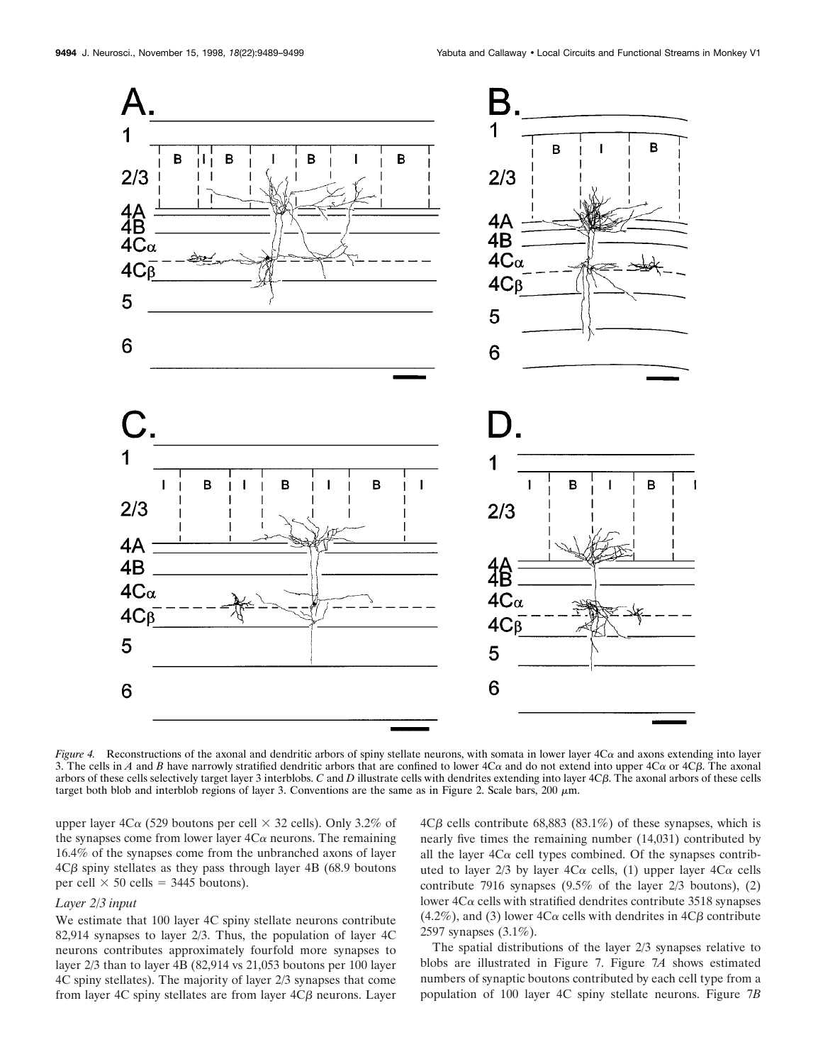A.

1

2/3

4A
4B
4Cα
4Cβ

5

6

B | I | B | I | B | I | B

B.

1

2/3

4A
4B
4Cα
4Cβ

5

6

B | I | B

C.

1

2/3

4A
4B
4Cα
4Cβ

5

6

I | B | I | B | I | B | I

D.

1

2/3

4A
4B
4Cα
4Cβ

5

6

I | B | I | B | I

*Figure 4.* Reconstructions of the axonal and dendritic arbors of spiny stellate neurons, with somata in lower layer 4Cα and axons extending into layer 3. The cells in *A* and *B* have narrowly stratified dendritic arbors that are confined to lower 4Cα and do not extend into upper 4Cα or 4Cβ. The axonal arbors of these cells selectively target layer 3 interblobs. *C* and *D* illustrate cells with dendrites extending into layer 4Cβ. The axonal arbors of these cells target both blob and interblob regions of layer 3. Conventions are the same as in Figure 2. Scale bars, 200 μm.

upper layer 4Cα (529 boutons per cell × 32 cells). Only 3.2% of the synapses come from lower layer 4Cα neurons. The remaining 16.4% of the synapses come from the unbranched axons of layer 4Cβ spiny stellates as they pass through layer 4B (68.9 boutons per cell × 50 cells = 3445 boutons).

### *Layer 2/3 input*

We estimate that 100 layer 4C spiny stellate neurons contribute 82,914 synapses to layer 2/3. Thus, the population of layer 4C neurons contributes approximately fourfold more synapses to layer 2/3 than to layer 4B (82,914 vs 21,053 boutons per 100 layer 4C spiny stellates). The majority of layer 2/3 synapses that come from layer 4C spiny stellates are from layer 4Cβ neurons. Layer 4Cβ cells contribute 68,883 (83.1%) of these synapses, which is nearly five times the remaining number (14,031) contributed by all the layer 4Cα cell types combined. Of the synapses contributed to layer 2/3 by layer 4Cα cells, (1) upper layer 4Cα cells contribute 7916 synapses (9.5% of the layer 2/3 boutons), (2) lower 4Cα cells with stratified dendrites contribute 3518 synapses (4.2%), and (3) lower 4Cα cells with dendrites in 4Cβ contribute 2597 synapses (3.1%).

The spatial distributions of the layer 2/3 synapses relative to blobs are illustrated in Figure 7. Figure 7*A* shows estimated numbers of synaptic boutons contributed by each cell type from a population of 100 layer 4C spiny stellate neurons. Figure 7*B*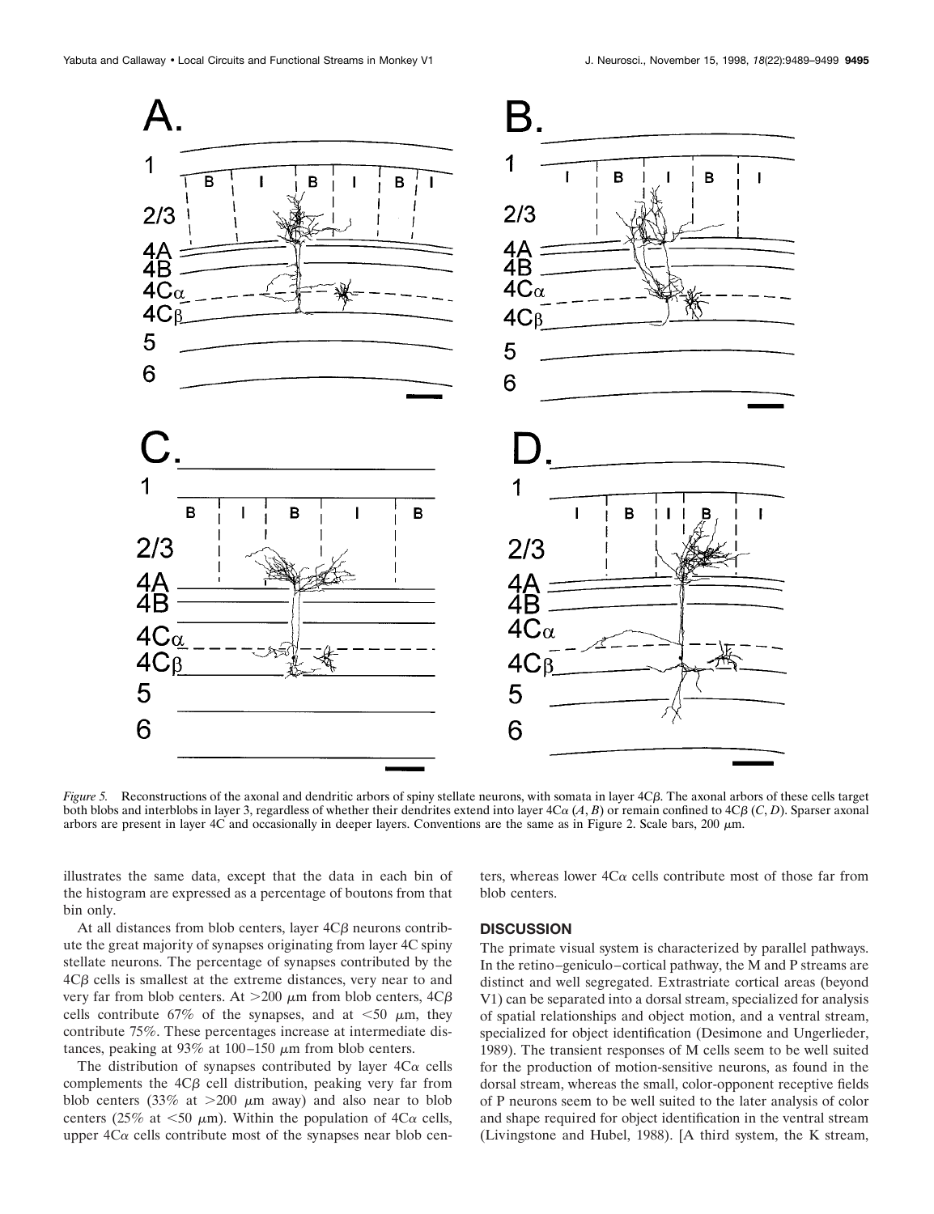A.

1

B I B I B I

2/3

4A

4B

4Cα

4Cβ

5

6

B.

1

I B I B I

2/3

4A

4B

4Cα

4Cβ

5

6

C.

1

B I B I B

2/3

4A

4B

4Cα

4Cβ

5

6

D.

1

I B I B I

2/3

4A

4B

4Cα

4Cβ

5

6

*Figure 5.* Reconstructions of the axonal and dendritic arbors of spiny stellate neurons, with somata in layer 4Cβ. The axonal arbors of these cells target both blobs and interblobs in layer 3, regardless of whether their dendrites extend into layer 4Cα (*A*, *B*) or remain confined to 4Cβ (*C*, *D*). Sparser axonal arbors are present in layer 4C and occasionally in deeper layers. Conventions are the same as in Figure 2. Scale bars, 200 μm.

illustrates the same data, except that the data in each bin of the histogram are expressed as a percentage of boutons from that bin only.

At all distances from blob centers, layer 4Cβ neurons contribute the great majority of synapses originating from layer 4C spiny stellate neurons. The percentage of synapses contributed by the 4Cβ cells is smallest at the extreme distances, very near to and very far from blob centers. At >200 μm from blob centers, 4Cβ cells contribute 67% of the synapses, and at <50 μm, they contribute 75%. These percentages increase at intermediate distances, peaking at 93% at 100–150 μm from blob centers.

The distribution of synapses contributed by layer 4Cα cells complements the 4Cβ cell distribution, peaking very far from blob centers (33% at >200 μm away) and also near to blob centers (25% at <50 μm). Within the population of 4Cα cells, upper 4Cα cells contribute most of the synapses near blob centers, whereas lower 4Cα cells contribute most of those far from blob centers.

## DISCUSSION

The primate visual system is characterized by parallel pathways. In the retino–geniculo–cortical pathway, the M and P streams are distinct and well segregated. Extrastriate cortical areas (beyond V1) can be separated into a dorsal stream, specialized for analysis of spatial relationships and object motion, and a ventral stream, specialized for object identification (Desimone and Ungerlieder, 1989). The transient responses of M cells seem to be well suited for the production of motion-sensitive neurons, as found in the dorsal stream, whereas the small, color-opponent receptive fields of P neurons seem to be well suited to the later analysis of color and shape required for object identification in the ventral stream (Livingstone and Hubel, 1988). [A third system, the K stream,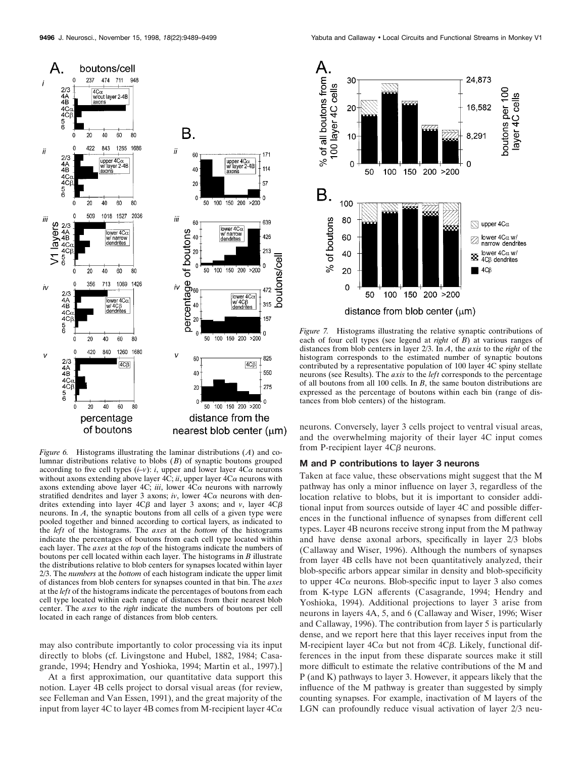A.

boutons/cell

i

0 237 474 711 948

2/3
4A
4B
4Cα
4Cβ
5
6

4Cα w/out layer 2-4B axons

0 20 40 60 80

ii

0 422 843 1265 1686

upper 4Cα w/ layer 2-4B axons

0 20 40 60 80

iii

0 509 1018 1527 2036

V1 layers

lower 4Cα w/ narrow dendrites

0 20 40 60 80

iv

0 356 713 1069 1426

lower 4Cα w/ 4Cβ dendrites

0 20 40 60 80

v

0 420 840 1260 1680

4Cβ

0 20 40 60 80

percentage of boutons

B.

ii

60 40 20 0

171 114 57 0

upper 4Cα w/ layer 2-4B axons

50 100 150 200 >200

iii

639 426 213 0

lower 4Cα w/ narrow dendrites

iv

percentage of boutons

boutons/cell

472 315 157 0

lower 4Cα w/ 4Cβ dendrites

v

825 550 275 0

4Cβ

distance from the nearest blob center (μm)

*Figure 6.* Histograms illustrating the laminar distributions (*A*) and columnar distributions relative to blobs (*B*) of synaptic boutons grouped according to five cell types (*i–v*): *i*, upper and lower layer 4Cα neurons without axons extending above layer 4C; *ii*, upper layer 4Cα neurons with axons extending above layer 4C; *iii*, lower 4Cα neurons with narrowly stratified dendrites and layer 3 axons; *iv*, lower 4Cα neurons with dendrites extending into layer 4Cβ and layer 3 axons; and *v*, layer 4Cβ neurons. In *A*, the synaptic boutons from all cells of a given type were pooled together and binned according to cortical layers, as indicated to the *left* of the histograms. The *axes* at the *bottom* of the histograms indicate the percentages of boutons from each cell type located within each layer. The *axes* at the *top* of the histograms indicate the numbers of boutons per cell located within each layer. The histograms in *B* illustrate the distributions relative to blob centers for synapses located within layer 2/3. The *numbers* at the *bottom* of each histogram indicate the upper limit of distances from blob centers for synapses counted in that bin. The *axes* at the *left* of the histograms indicate the percentages of boutons from each cell type located within each range of distances from their nearest blob center. The *axes* to the *right* indicate the numbers of boutons per cell located in each range of distances from blob centers.

A.

% of all boutons from 100 layer 4C cells

30 20 10 0

24,873 16,582 8,291 0

boutons per 100 layer 4C cells

50 100 150 200 >200

B.

% of boutons

100 80 60 40 20 0

50 100 150 200 >200

upper 4Cα

lower 4Cα w/ narrow dendrites

lower 4Cα w/ 4Cβ dendrites

4Cβ

distance from blob center (μm)

*Figure 7.* Histograms illustrating the relative synaptic contributions of each of four cell types (see legend at *right* of *B*) at various ranges of distances from blob centers in layer 2/3. In *A*, the *axis* to the *right* of the histogram corresponds to the estimated number of synaptic boutons contributed by a representative population of 100 layer 4C spiny stellate neurons (see Results). The *axis* to the *left* corresponds to the percentage of all boutons from all 100 cells. In *B*, the same bouton distributions are expressed as the percentage of boutons within each bin (range of distances from blob centers) of the histogram.

may also contribute importantly to color processing via its input directly to blobs (cf. Livingstone and Hubel, 1882, 1984; Casagrande, 1994; Hendry and Yoshioka, 1994; Martin et al., 1997).]

At a first approximation, our quantitative data support this notion. Layer 4B cells project to dorsal visual areas (for review, see Felleman and Van Essen, 1991), and the great majority of the input from layer 4C to layer 4B comes from M-recipient layer 4Cα neurons. Conversely, layer 3 cells project to ventral visual areas, and the overwhelming majority of their layer 4C input comes from P-recipient layer 4Cβ neurons.

## M and P contributions to layer 3 neurons

Taken at face value, these observations might suggest that the M pathway has only a minor influence on layer 3, regardless of the location relative to blobs, but it is important to consider additional input from sources outside of layer 4C and possible differences in the functional influence of synapses from different cell types. Layer 4B neurons receive strong input from the M pathway and have dense axonal arbors, specifically in layer 2/3 blobs (Callaway and Wiser, 1996). Although the numbers of synapses from layer 4B cells have not been quantitatively analyzed, their blob-specific arbors appear similar in density and blob-specificity to upper 4Cα neurons. Blob-specific input to layer 3 also comes from K-type LGN afferents (Casagrande, 1994; Hendry and Yoshioka, 1994). Additional projections to layer 3 arise from neurons in layers 4A, 5, and 6 (Callaway and Wiser, 1996; Wiser and Callaway, 1996). The contribution from layer 5 is particularly dense, and we report here that this layer receives input from the M-recipient layer 4Cα but not from 4Cβ. Likely, functional differences in the input from these disparate sources make it still more difficult to estimate the relative contributions of the M and P (and K) pathways to layer 3. However, it appears likely that the influence of the M pathway is greater than suggested by simply counting synapses. For example, inactivation of M layers of the LGN can profoundly reduce visual activation of layer 2/3 neu-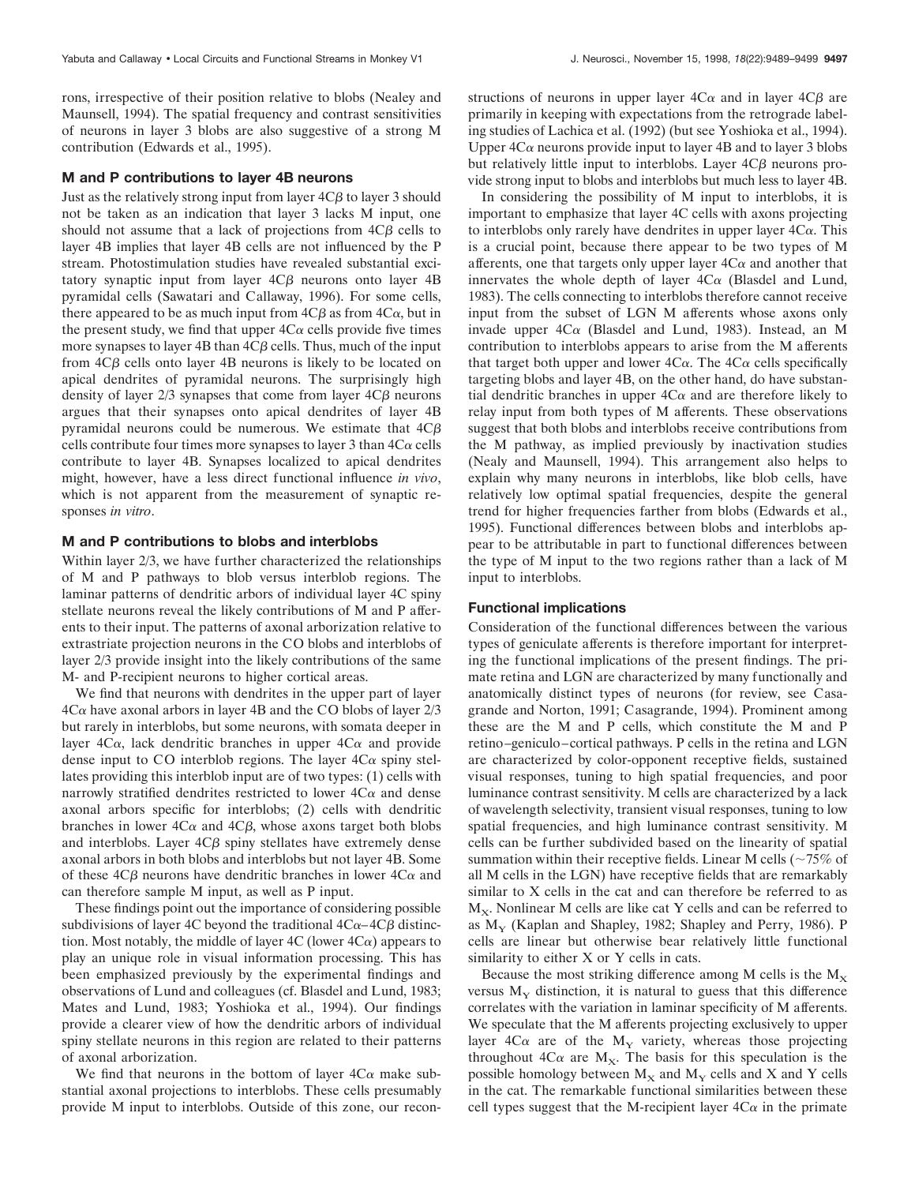rons, irrespective of their position relative to blobs (Nealey and Maunsell, 1994). The spatial frequency and contrast sensitivities of neurons in layer 3 blobs are also suggestive of a strong M contribution (Edwards et al., 1995).

### M and P contributions to layer 4B neurons

Just as the relatively strong input from layer 4Cβ to layer 3 should not be taken as an indication that layer 3 lacks M input, one should not assume that a lack of projections from 4Cβ cells to layer 4B implies that layer 4B cells are not influenced by the P stream. Photostimulation studies have revealed substantial excitatory synaptic input from layer 4Cβ neurons onto layer 4B pyramidal cells (Sawatari and Callaway, 1996). For some cells, there appeared to be as much input from 4Cβ as from 4Cα, but in the present study, we find that upper 4Cα cells provide five times more synapses to layer 4B than 4Cβ cells. Thus, much of the input from 4Cβ cells onto layer 4B neurons is likely to be located on apical dendrites of pyramidal neurons. The surprisingly high density of layer 2/3 synapses that come from layer 4Cβ neurons argues that their synapses onto apical dendrites of layer 4B pyramidal neurons could be numerous. We estimate that 4Cβ cells contribute four times more synapses to layer 3 than 4Cα cells contribute to layer 4B. Synapses localized to apical dendrites might, however, have a less direct functional influence *in vivo*, which is not apparent from the measurement of synaptic responses *in vitro*.

### M and P contributions to blobs and interblobs

Within layer 2/3, we have further characterized the relationships of M and P pathways to blob versus interblob regions. The laminar patterns of dendritic arbors of individual layer 4C spiny stellate neurons reveal the likely contributions of M and P afferents to their input. The patterns of axonal arborization relative to extrastriate projection neurons in the CO blobs and interblobs of layer 2/3 provide insight into the likely contributions of the same M- and P-recipient neurons to higher cortical areas.

We find that neurons with dendrites in the upper part of layer 4Cα have axonal arbors in layer 4B and the CO blobs of layer 2/3 but rarely in interblobs, but some neurons, with somata deeper in layer 4Cα, lack dendritic branches in upper 4Cα and provide dense input to CO interblob regions. The layer 4Cα spiny stellates providing this interblob input are of two types: (1) cells with narrowly stratified dendrites restricted to lower 4Cα and dense axonal arbors specific for interblobs; (2) cells with dendritic branches in lower 4Cα and 4Cβ, whose axons target both blobs and interblobs. Layer 4Cβ spiny stellates have extremely dense axonal arbors in both blobs and interblobs but not layer 4B. Some of these 4Cβ neurons have dendritic branches in lower 4Cα and can therefore sample M input, as well as P input.

These findings point out the importance of considering possible subdivisions of layer 4C beyond the traditional 4Cα–4Cβ distinction. Most notably, the middle of layer 4C (lower 4Cα) appears to play an unique role in visual information processing. This has been emphasized previously by the experimental findings and observations of Lund and colleagues (cf. Blasdel and Lund, 1983; Mates and Lund, 1983; Yoshioka et al., 1994). Our findings provide a clearer view of how the dendritic arbors of individual spiny stellate neurons in this region are related to their patterns of axonal arborization.

We find that neurons in the bottom of layer 4Cα make substantial axonal projections to interblobs. These cells presumably provide M input to interblobs. Outside of this zone, our reconstructions of neurons in upper layer 4Cα and in layer 4Cβ are primarily in keeping with expectations from the retrograde labeling studies of Lachica et al. (1992) (but see Yoshioka et al., 1994). Upper 4Cα neurons provide input to layer 4B and to layer 3 blobs but relatively little input to interblobs. Layer 4Cβ neurons provide strong input to blobs and interblobs but much less to layer 4B.

In considering the possibility of M input to interblobs, it is important to emphasize that layer 4C cells with axons projecting to interblobs only rarely have dendrites in upper layer 4Cα. This is a crucial point, because there appear to be two types of M afferents, one that targets only upper layer 4Cα and another that innervates the whole depth of layer 4Cα (Blasdel and Lund, 1983). The cells connecting to interblobs therefore cannot receive input from the subset of LGN M afferents whose axons only invade upper 4Cα (Blasdel and Lund, 1983). Instead, an M contribution to interblobs appears to arise from the M afferents that target both upper and lower 4Cα. The 4Cα cells specifically targeting blobs and layer 4B, on the other hand, do have substantial dendritic branches in upper 4Cα and are therefore likely to relay input from both types of M afferents. These observations suggest that both blobs and interblobs receive contributions from the M pathway, as implied previously by inactivation studies (Nealy and Maunsell, 1994). This arrangement also helps to explain why many neurons in interblobs, like blob cells, have relatively low optimal spatial frequencies, despite the general trend for higher frequencies farther from blobs (Edwards et al., 1995). Functional differences between blobs and interblobs appear to be attributable in part to functional differences between the type of M input to the two regions rather than a lack of M input to interblobs.

### Functional implications

Consideration of the functional differences between the various types of geniculate afferents is therefore important for interpreting the functional implications of the present findings. The primate retina and LGN are characterized by many functionally and anatomically distinct types of neurons (for review, see Casagrande and Norton, 1991; Casagrande, 1994). Prominent among these are the M and P cells, which constitute the M and P retino–geniculo–cortical pathways. P cells in the retina and LGN are characterized by color-opponent receptive fields, sustained visual responses, tuning to high spatial frequencies, and poor luminance contrast sensitivity. M cells are characterized by a lack of wavelength selectivity, transient visual responses, tuning to low spatial frequencies, and high luminance contrast sensitivity. M cells can be further subdivided based on the linearity of spatial summation within their receptive fields. Linear M cells (~75% of all M cells in the LGN) have receptive fields that are remarkably similar to X cells in the cat and can therefore be referred to as $M_X$. Nonlinear M cells are like cat Y cells and can be referred to as $M_Y$ (Kaplan and Shapley, 1982; Shapley and Perry, 1986). P cells are linear but otherwise bear relatively little functional similarity to either X or Y cells in cats.

Because the most striking difference among M cells is the $M_X$ versus $M_Y$ distinction, it is natural to guess that this difference correlates with the variation in laminar specificity of M afferents. We speculate that the M afferents projecting exclusively to upper layer 4Cα are of the $M_Y$ variety, whereas those projecting throughout 4Cα are $M_X$. The basis for this speculation is the possible homology between $M_X$ and $M_Y$ cells and X and Y cells in the cat. The remarkable functional similarities between these cell types suggest that the M-recipient layer 4Cα in the primate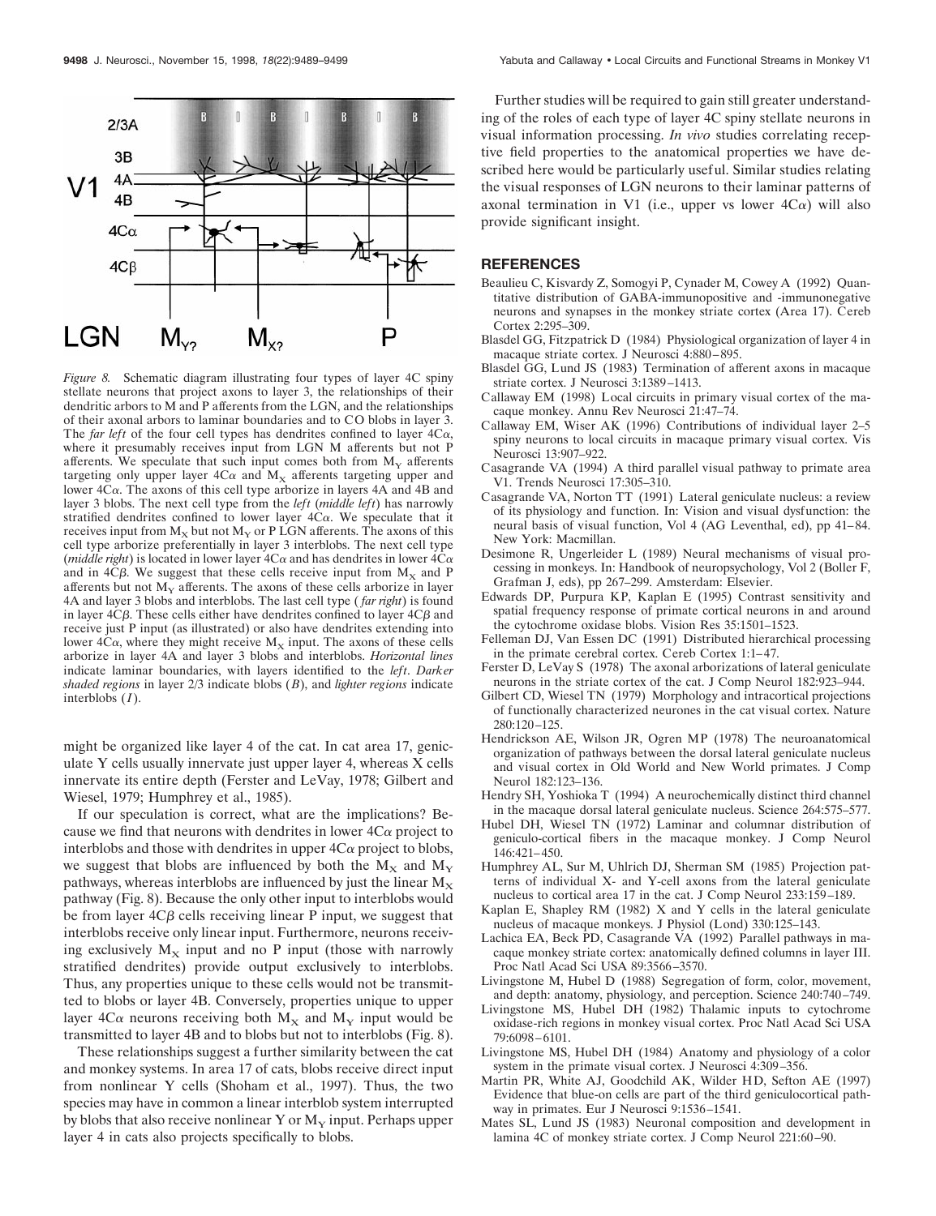2/3A

3B

4A

4B

4Cα

4Cβ

V1

LGN $M_{Y?}$ $M_{X?}$ P

B I B I B I B

*Figure 8.* Schematic diagram illustrating four types of layer 4C spiny stellate neurons that project axons to layer 3, the relationships of their dendritic arbors to M and P afferents from the LGN, and the relationships of their axonal arbors to laminar boundaries and to CO blobs in layer 3. The *far left* of the four cell types has dendrites confined to layer 4Cα, where it presumably receives input from LGN M afferents but not P afferents. We speculate that such input comes both from $M_Y$ afferents targeting only upper layer 4Cα and $M_X$ afferents targeting upper and lower 4Cα. The axons of this cell type arborize in layers 4A and 4B and layer 3 blobs. The next cell type from the *left* (*middle left*) has narrowly stratified dendrites confined to lower layer 4Cα. We speculate that it receives input from $M_X$ but not $M_Y$ or P LGN afferents. The axons of this cell type arborize preferentially in layer 3 interblobs. The next cell type (*middle right*) is located in lower layer 4Cα and has dendrites in lower 4Cα and in 4Cβ. We suggest that these cells receive input from $M_X$ and P afferents but not $M_Y$ afferents. The axons of these cells arborize in layer 4A and layer 3 blobs and interblobs. The last cell type (*far right*) is found in layer 4Cβ. These cells either have dendrites confined to layer 4Cβ and receive just P input (as illustrated) or also have dendrites extending into lower 4Cα, where they might receive $M_X$ input. The axons of these cells arborize in layer 4A and layer 3 blobs and interblobs. *Horizontal lines* indicate laminar boundaries, with layers identified to the *left*. *Darker shaded regions* in layer 2/3 indicate blobs (*B*), and *lighter regions* indicate interblobs (*I*).

might be organized like layer 4 of the cat. In cat area 17, geniculate Y cells usually innervate just upper layer 4, whereas X cells innervate its entire depth (Ferster and LeVay, 1978; Gilbert and Wiesel, 1979; Humphrey et al., 1985).

If our speculation is correct, what are the implications? Because we find that neurons with dendrites in lower 4Cα project to interblobs and those with dendrites in upper 4Cα project to blobs, we suggest that blobs are influenced by both the $M_X$ and $M_Y$ pathways, whereas interblobs are influenced by just the linear $M_X$ pathway (Fig. 8). Because the only other input to interblobs would be from layer 4Cβ cells receiving linear P input, we suggest that interblobs receive only linear input. Furthermore, neurons receiving exclusively $M_X$ input and no P input (those with narrowly stratified dendrites) provide output exclusively to interblobs. Thus, any properties unique to these cells would not be transmitted to blobs or layer 4B. Conversely, properties unique to upper layer 4Cα neurons receiving both $M_X$ and $M_Y$ input would be transmitted to layer 4B and to blobs but not to interblobs (Fig. 8).

These relationships suggest a further similarity between the cat and monkey systems. In area 17 of cats, blobs receive direct input from nonlinear Y cells (Shoham et al., 1997). Thus, the two species may have in common a linear interblob system interrupted by blobs that also receive nonlinear Y or $M_Y$ input. Perhaps upper layer 4 in cats also projects specifically to blobs.

Further studies will be required to gain still greater understanding of the roles of each type of layer 4C spiny stellate neurons in visual information processing. *In vivo* studies correlating receptive field properties to the anatomical properties we have described here would be particularly useful. Similar studies relating the visual responses of LGN neurons to their laminar patterns of axonal termination in V1 (i.e., upper vs lower 4Cα) will also provide significant insight.

## REFERENCES

Beaulieu C, Kisvardy Z, Somogyi P, Cynader M, Cowey A (1992) Quantitative distribution of GABA-immunopositive and -immunonegative neurons and synapses in the monkey striate cortex (Area 17). Cereb Cortex 2:295–309.

Blasdel GG, Fitzpatrick D (1984) Physiological organization of layer 4 in macaque striate cortex. J Neurosci 4:880–895.

Blasdel GG, Lund JS (1983) Termination of afferent axons in macaque striate cortex. J Neurosci 3:1389–1413.

Callaway EM (1998) Local circuits in primary visual cortex of the macaque monkey. Annu Rev Neurosci 21:47–74.

Callaway EM, Wiser AK (1996) Contributions of individual layer 2–5 spiny neurons to local circuits in macaque primary visual cortex. Vis Neurosci 13:907–922.

Casagrande VA (1994) A third parallel visual pathway to primate area V1. Trends Neurosci 17:305–310.

Casagrande VA, Norton TT (1991) Lateral geniculate nucleus: a review of its physiology and function. In: Vision and visual dysfunction: the neural basis of visual function, Vol 4 (AG Leventhal, ed), pp 41–84. New York: Macmillan.

Desimone R, Ungerleider L (1989) Neural mechanisms of visual processing in monkeys. In: Handbook of neuropsychology, Vol 2 (Boller F, Grafman J, eds), pp 267–299. Amsterdam: Elsevier.

Edwards DP, Purpura KP, Kaplan E (1995) Contrast sensitivity and spatial frequency response of primate cortical neurons in and around the cytochrome oxidase blobs. Vision Res 35:1501–1523.

Felleman DJ, Van Essen DC (1991) Distributed hierarchical processing in the primate cerebral cortex. Cereb Cortex 1:1–47.

Ferster D, LeVay S (1978) The axonal arborizations of lateral geniculate neurons in the striate cortex of the cat. J Comp Neurol 182:923–944.

Gilbert CD, Wiesel TN (1979) Morphology and intracortical projections of functionally characterized neurones in the cat visual cortex. Nature 280:120–125.

Hendrickson AE, Wilson JR, Ogren MP (1978) The neuroanatomical organization of pathways between the dorsal lateral geniculate nucleus and visual cortex in Old World and New World primates. J Comp Neurol 182:123–136.

Hendry SH, Yoshioka T (1994) A neurochemically distinct third channel in the macaque dorsal lateral geniculate nucleus. Science 264:575–577.

Hubel DH, Wiesel TN (1972) Laminar and columnar distribution of geniculo-cortical fibers in the macaque monkey. J Comp Neurol 146:421–450.

Humphrey AL, Sur M, Uhlrich DJ, Sherman SM (1985) Projection patterns of individual X- and Y-cell axons from the lateral geniculate nucleus to cortical area 17 in the cat. J Comp Neurol 233:159–189.

Kaplan E, Shapley RM (1982) X and Y cells in the lateral geniculate nucleus of macaque monkeys. J Physiol (Lond) 330:125–143.

Lachica EA, Beck PD, Casagrande VA (1992) Parallel pathways in macaque monkey striate cortex: anatomically defined columns in layer III. Proc Natl Acad Sci USA 89:3566–3570.

Livingstone M, Hubel D (1988) Segregation of form, color, movement, and depth: anatomy, physiology, and perception. Science 240:740–749.

Livingstone MS, Hubel DH (1982) Thalamic inputs to cytochrome oxidase-rich regions in monkey visual cortex. Proc Natl Acad Sci USA 79:6098–6101.

Livingstone MS, Hubel DH (1984) Anatomy and physiology of a color system in the primate visual cortex. J Neurosci 4:309–356.

Martin PR, White AJ, Goodchild AK, Wilder HD, Sefton AE (1997) Evidence that blue-on cells are part of the third geniculocortical pathway in primates. Eur J Neurosci 9:1536–1541.

Mates SL, Lund JS (1983) Neuronal composition and development in lamina 4C of monkey striate cortex. J Comp Neurol 221:60–90.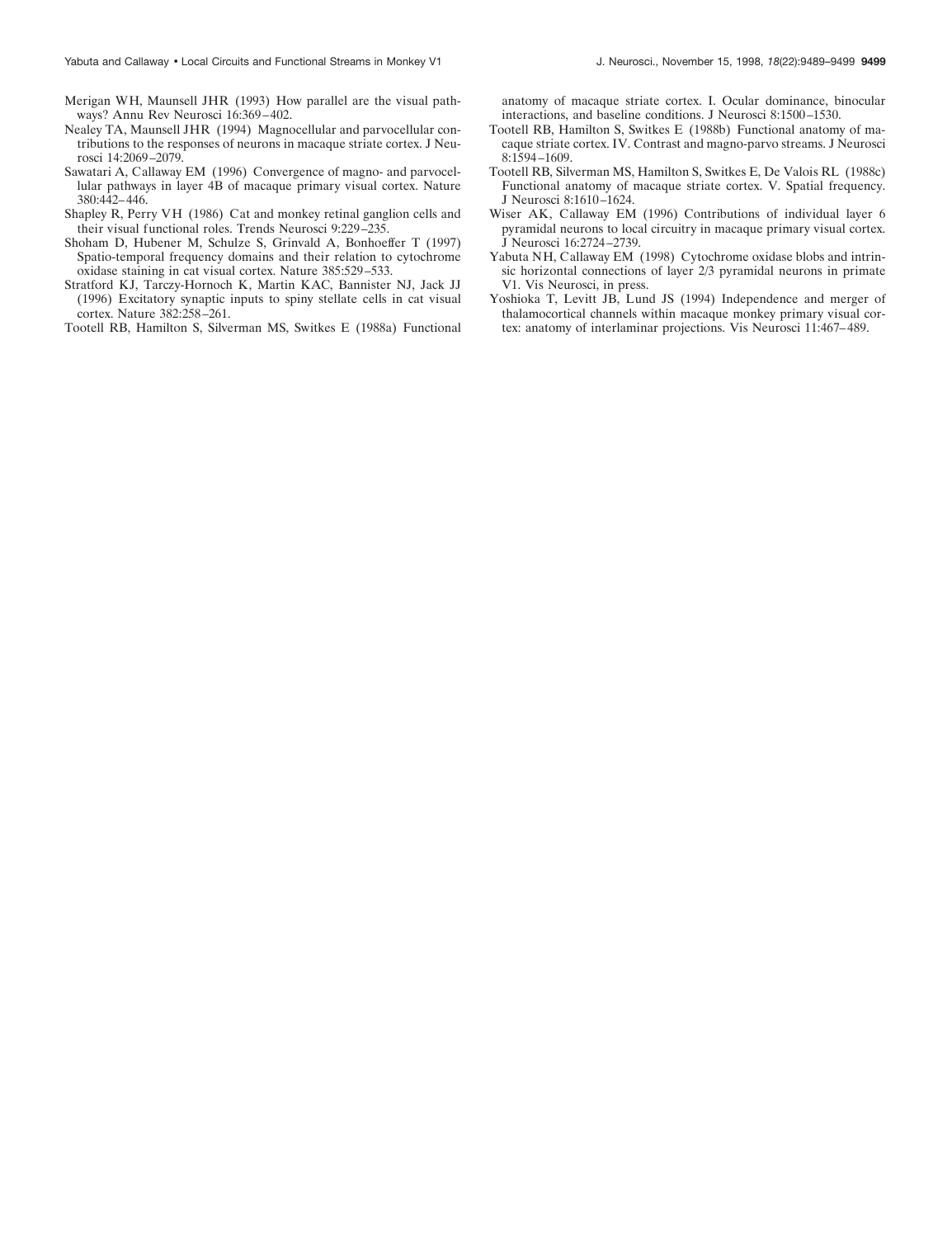Merigan WH, Maunsell JHR (1993) How parallel are the visual pathways? Annu Rev Neurosci 16:369–402.

Nealey TA, Maunsell JHR (1994) Magnocellular and parvocellular contributions to the responses of neurons in macaque striate cortex. J Neurosci 14:2069–2079.

Sawatari A, Callaway EM (1996) Convergence of magno- and parvocellular pathways in layer 4B of macaque primary visual cortex. Nature 380:442–446.

Shapley R, Perry VH (1986) Cat and monkey retinal ganglion cells and their visual functional roles. Trends Neurosci 9:229–235.

Shoham D, Hubener M, Schulze S, Grinvald A, Bonhoeffer T (1997) Spatio-temporal frequency domains and their relation to cytochrome oxidase staining in cat visual cortex. Nature 385:529–533.

Stratford KJ, Tarczy-Hornoch K, Martin KAC, Bannister NJ, Jack JJ (1996) Excitatory synaptic inputs to spiny stellate cells in cat visual cortex. Nature 382:258–261.

Tootell RB, Hamilton S, Silverman MS, Switkes E (1988a) Functional anatomy of macaque striate cortex. I. Ocular dominance, binocular interactions, and baseline conditions. J Neurosci 8:1500–1530.

Tootell RB, Hamilton S, Switkes E (1988b) Functional anatomy of macaque striate cortex. IV. Contrast and magno-parvo streams. J Neurosci 8:1594–1609.

Tootell RB, Silverman MS, Hamilton S, Switkes E, De Valois RL (1988c) Functional anatomy of macaque striate cortex. V. Spatial frequency. J Neurosci 8:1610–1624.

Wiser AK, Callaway EM (1996) Contributions of individual layer 6 pyramidal neurons to local circuitry in macaque primary visual cortex. J Neurosci 16:2724–2739.

Yabuta NH, Callaway EM (1998) Cytochrome oxidase blobs and intrinsic horizontal connections of layer 2/3 pyramidal neurons in primate V1. Vis Neurosci, in press.

Yoshioka T, Levitt JB, Lund JS (1994) Independence and merger of thalamocortical channels within macaque monkey primary visual cortex: anatomy of interlaminar projections. Vis Neurosci 11:467–489.